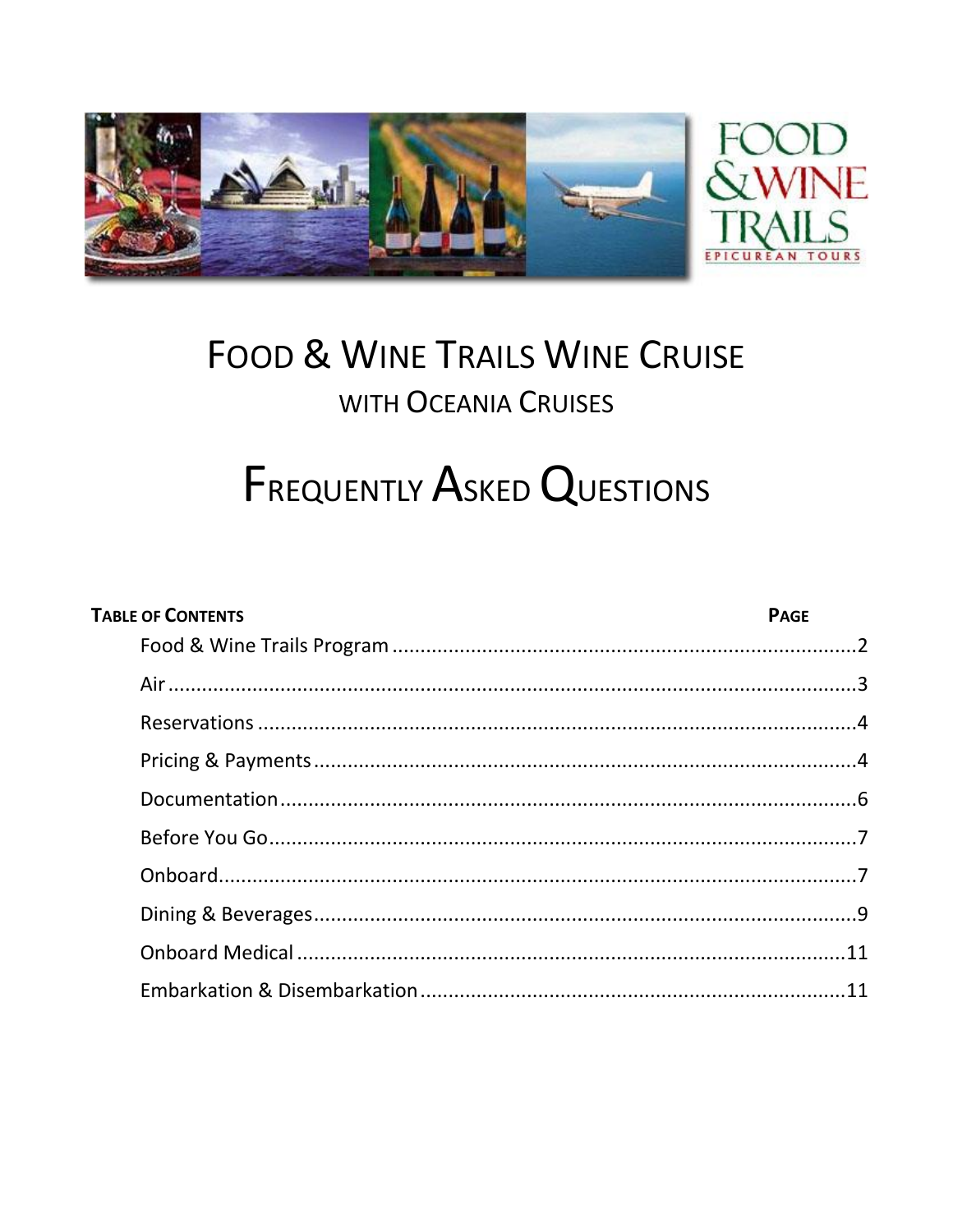# Food & Wine Trails Wine Cruise

## with Oceania Cruises

# Frequently Asked Questions

| **Table of Contents** | **Page** |
| --- | --- |
| Food & Wine Trails Program | 2 |
| Air | 3 |
| Reservations | 4 |
| Pricing & Payments | 4 |
| Documentation | 6 |
| Before You Go | 7 |
| Onboard | 7 |
| Dining & Beverages | 9 |
| Onboard Medical | 11 |
| Embarkation & Disembarkation | 11 |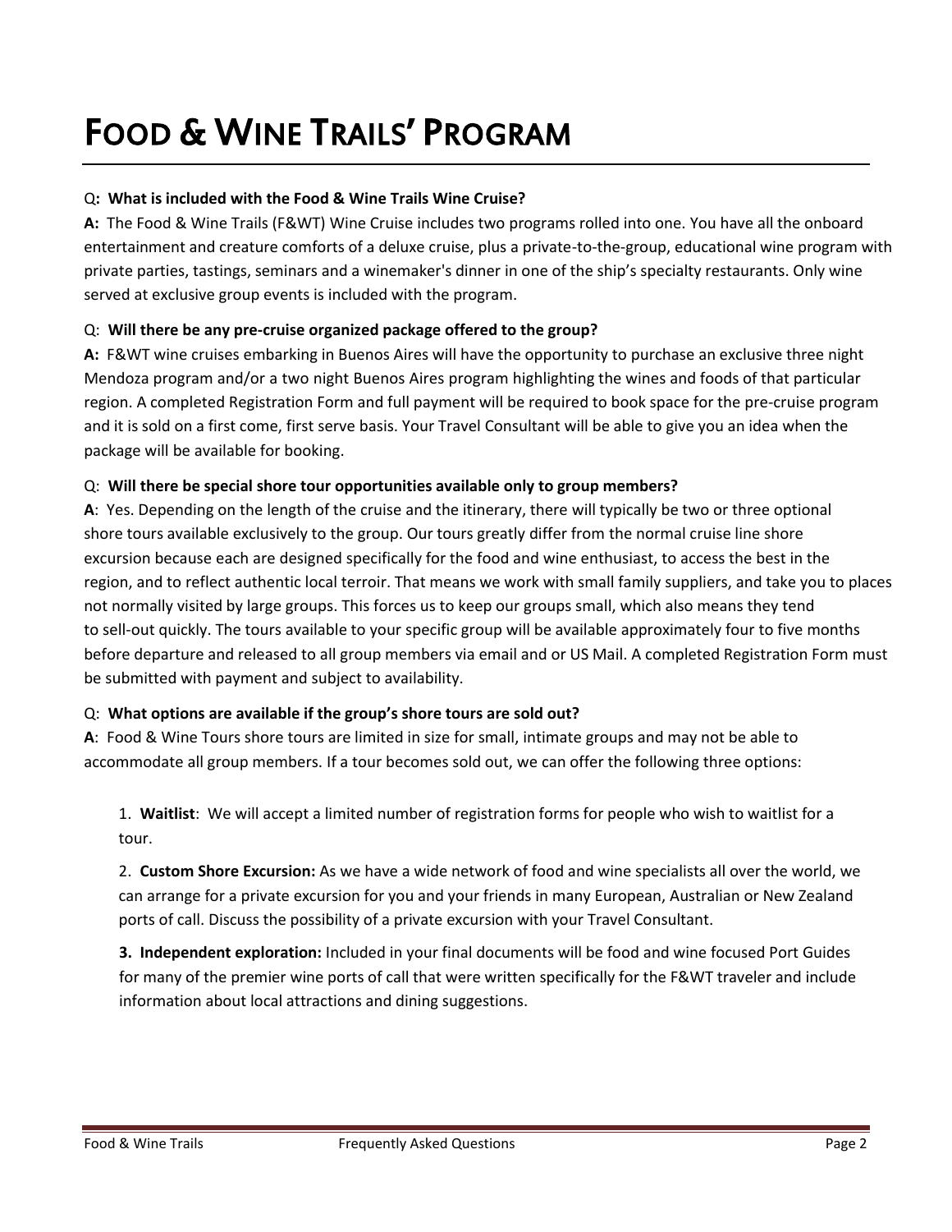# Food & Wine Trails' Program

Q**: What is included with the Food & Wine Trails Wine Cruise?**

**A:** The Food & Wine Trails (F&WT) Wine Cruise includes two programs rolled into one. You have all the onboard entertainment and creature comforts of a deluxe cruise, plus a private-to-the-group, educational wine program with private parties, tastings, seminars and a winemaker's dinner in one of the ship's specialty restaurants. Only wine served at exclusive group events is included with the program.

Q: **Will there be any pre-cruise organized package offered to the group?**

**A:** F&WT wine cruises embarking in Buenos Aires will have the opportunity to purchase an exclusive three night Mendoza program and/or a two night Buenos Aires program highlighting the wines and foods of that particular region. A completed Registration Form and full payment will be required to book space for the pre-cruise program and it is sold on a first come, first serve basis. Your Travel Consultant will be able to give you an idea when the package will be available for booking.

Q: **Will there be special shore tour opportunities available only to group members?**

**A**: Yes. Depending on the length of the cruise and the itinerary, there will typically be two or three optional shore tours available exclusively to the group. Our tours greatly differ from the normal cruise line shore excursion because each are designed specifically for the food and wine enthusiast, to access the best in the region, and to reflect authentic local terroir. That means we work with small family suppliers, and take you to places not normally visited by large groups. This forces us to keep our groups small, which also means they tend to sell-out quickly. The tours available to your specific group will be available approximately four to five months before departure and released to all group members via email and or US Mail. A completed Registration Form must be submitted with payment and subject to availability.

Q: **What options are available if the group's shore tours are sold out?**

**A**: Food & Wine Tours shore tours are limited in size for small, intimate groups and may not be able to accommodate all group members. If a tour becomes sold out, we can offer the following three options:

1. **Waitlist**: We will accept a limited number of registration forms for people who wish to waitlist for a tour.
2. **Custom Shore Excursion:** As we have a wide network of food and wine specialists all over the world, we can arrange for a private excursion for you and your friends in many European, Australian or New Zealand ports of call. Discuss the possibility of a private excursion with your Travel Consultant.
3. **Independent exploration:** Included in your final documents will be food and wine focused Port Guides for many of the premier wine ports of call that were written specifically for the F&WT traveler and include information about local attractions and dining suggestions.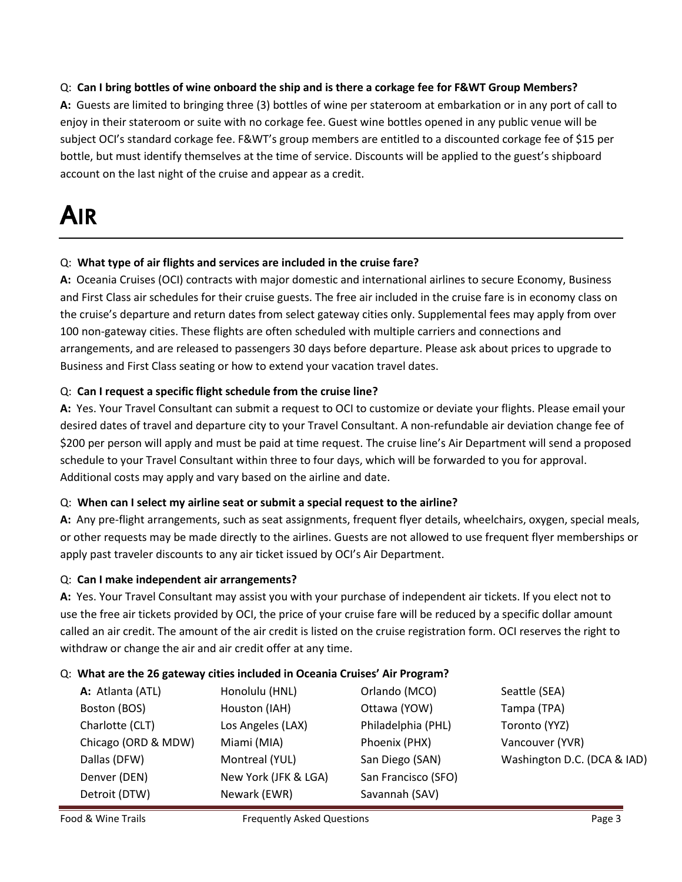Q: **Can I bring bottles of wine onboard the ship and is there a corkage fee for F&WT Group Members?**

**A:** Guests are limited to bringing three (3) bottles of wine per stateroom at embarkation or in any port of call to enjoy in their stateroom or suite with no corkage fee. Guest wine bottles opened in any public venue will be subject OCI's standard corkage fee. F&WT's group members are entitled to a discounted corkage fee of $15 per bottle, but must identify themselves at the time of service. Discounts will be applied to the guest's shipboard account on the last night of the cruise and appear as a credit.

# AIR

Q: **What type of air flights and services are included in the cruise fare?**

**A:** Oceania Cruises (OCI) contracts with major domestic and international airlines to secure Economy, Business and First Class air schedules for their cruise guests. The free air included in the cruise fare is in economy class on the cruise's departure and return dates from select gateway cities only. Supplemental fees may apply from over 100 non-gateway cities. These flights are often scheduled with multiple carriers and connections and arrangements, and are released to passengers 30 days before departure. Please ask about prices to upgrade to Business and First Class seating or how to extend your vacation travel dates.

Q: **Can I request a specific flight schedule from the cruise line?**

**A:** Yes. Your Travel Consultant can submit a request to OCI to customize or deviate your flights. Please email your desired dates of travel and departure city to your Travel Consultant. A non-refundable air deviation change fee of $200 per person will apply and must be paid at time request. The cruise line's Air Department will send a proposed schedule to your Travel Consultant within three to four days, which will be forwarded to you for approval. Additional costs may apply and vary based on the airline and date.

Q: **When can I select my airline seat or submit a special request to the airline?**

**A:** Any pre-flight arrangements, such as seat assignments, frequent flyer details, wheelchairs, oxygen, special meals, or other requests may be made directly to the airlines. Guests are not allowed to use frequent flyer memberships or apply past traveler discounts to any air ticket issued by OCI's Air Department.

Q: **Can I make independent air arrangements?**

**A:** Yes. Your Travel Consultant may assist you with your purchase of independent air tickets. If you elect not to use the free air tickets provided by OCI, the price of your cruise fare will be reduced by a specific dollar amount called an air credit. The amount of the air credit is listed on the cruise registration form. OCI reserves the right to withdraw or change the air and air credit offer at any time.

Q: **What are the 26 gateway cities included in Oceania Cruises' Air Program?**

**A:** Atlanta (ATL), Boston (BOS), Charlotte (CLT), Chicago (ORD & MDW), Dallas (DFW), Denver (DEN), Detroit (DTW), Honolulu (HNL), Houston (IAH), Los Angeles (LAX), Miami (MIA), Montreal (YUL), New York (JFK & LGA), Newark (EWR), Orlando (MCO), Ottawa (YOW), Philadelphia (PHL), Phoenix (PHX), San Diego (SAN), San Francisco (SFO), Savannah (SAV), Seattle (SEA), Tampa (TPA), Toronto (YYZ), Vancouver (YVR), Washington D.C. (DCA & IAD)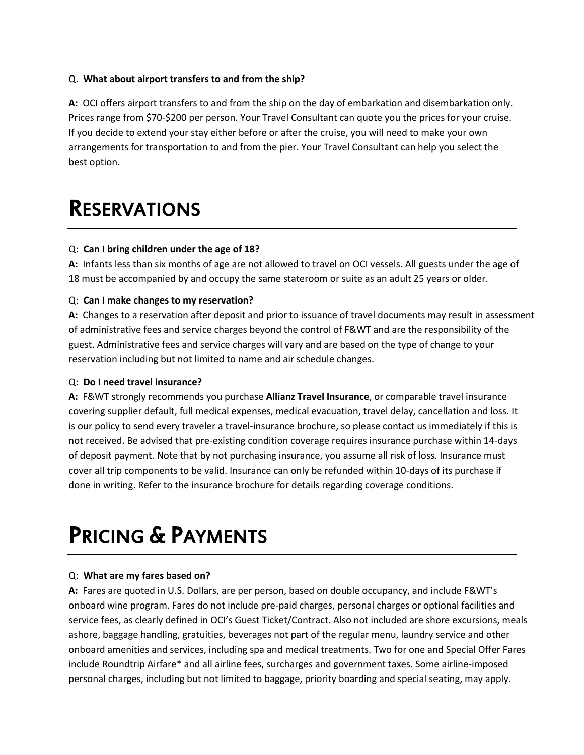Q. **What about airport transfers to and from the ship?**

**A:** OCI offers airport transfers to and from the ship on the day of embarkation and disembarkation only. Prices range from $70-$200 per person. Your Travel Consultant can quote you the prices for your cruise. If you decide to extend your stay either before or after the cruise, you will need to make your own arrangements for transportation to and from the pier. Your Travel Consultant can help you select the best option.

# Reservations

Q: **Can I bring children under the age of 18?**

**A:** Infants less than six months of age are not allowed to travel on OCI vessels. All guests under the age of 18 must be accompanied by and occupy the same stateroom or suite as an adult 25 years or older.

Q: **Can I make changes to my reservation?**

**A:** Changes to a reservation after deposit and prior to issuance of travel documents may result in assessment of administrative fees and service charges beyond the control of F&WT and are the responsibility of the guest. Administrative fees and service charges will vary and are based on the type of change to your reservation including but not limited to name and air schedule changes.

Q: **Do I need travel insurance?**

**A:** F&WT strongly recommends you purchase **Allianz Travel Insurance**, or comparable travel insurance covering supplier default, full medical expenses, medical evacuation, travel delay, cancellation and loss. It is our policy to send every traveler a travel-insurance brochure, so please contact us immediately if this is not received. Be advised that pre-existing condition coverage requires insurance purchase within 14-days of deposit payment. Note that by not purchasing insurance, you assume all risk of loss. Insurance must cover all trip components to be valid. Insurance can only be refunded within 10-days of its purchase if done in writing. Refer to the insurance brochure for details regarding coverage conditions.

# Pricing & Payments

Q: **What are my fares based on?**

**A:** Fares are quoted in U.S. Dollars, are per person, based on double occupancy, and include F&WT's onboard wine program. Fares do not include pre-paid charges, personal charges or optional facilities and service fees, as clearly defined in OCI's Guest Ticket/Contract. Also not included are shore excursions, meals ashore, baggage handling, gratuities, beverages not part of the regular menu, laundry service and other onboard amenities and services, including spa and medical treatments. Two for one and Special Offer Fares include Roundtrip Airfare* and all airline fees, surcharges and government taxes. Some airline-imposed personal charges, including but not limited to baggage, priority boarding and special seating, may apply.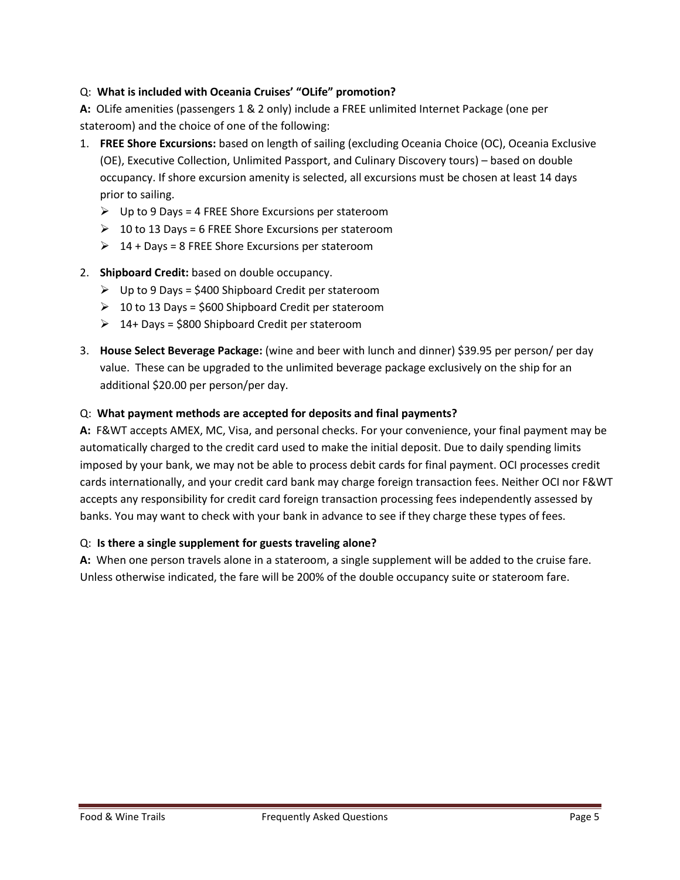Q: **What is included with Oceania Cruises' "OLife" promotion?**

**A:** OLife amenities (passengers 1 & 2 only) include a FREE unlimited Internet Package (one per stateroom) and the choice of one of the following:

1. **FREE Shore Excursions:** based on length of sailing (excluding Oceania Choice (OC), Oceania Exclusive (OE), Executive Collection, Unlimited Passport, and Culinary Discovery tours) – based on double occupancy. If shore excursion amenity is selected, all excursions must be chosen at least 14 days prior to sailing.
   - Up to 9 Days = 4 FREE Shore Excursions per stateroom
   - 10 to 13 Days = 6 FREE Shore Excursions per stateroom
   - 14 + Days = 8 FREE Shore Excursions per stateroom
2. **Shipboard Credit:** based on double occupancy.
   - Up to 9 Days = $400 Shipboard Credit per stateroom
   - 10 to 13 Days = $600 Shipboard Credit per stateroom
   - 14+ Days = $800 Shipboard Credit per stateroom
3. **House Select Beverage Package:** (wine and beer with lunch and dinner) $39.95 per person/ per day value. These can be upgraded to the unlimited beverage package exclusively on the ship for an additional $20.00 per person/per day.

Q: **What payment methods are accepted for deposits and final payments?**

**A:** F&WT accepts AMEX, MC, Visa, and personal checks. For your convenience, your final payment may be automatically charged to the credit card used to make the initial deposit. Due to daily spending limits imposed by your bank, we may not be able to process debit cards for final payment. OCI processes credit cards internationally, and your credit card bank may charge foreign transaction fees. Neither OCI nor F&WT accepts any responsibility for credit card foreign transaction processing fees independently assessed by banks. You may want to check with your bank in advance to see if they charge these types of fees.

Q: **Is there a single supplement for guests traveling alone?**

**A:** When one person travels alone in a stateroom, a single supplement will be added to the cruise fare. Unless otherwise indicated, the fare will be 200% of the double occupancy suite or stateroom fare.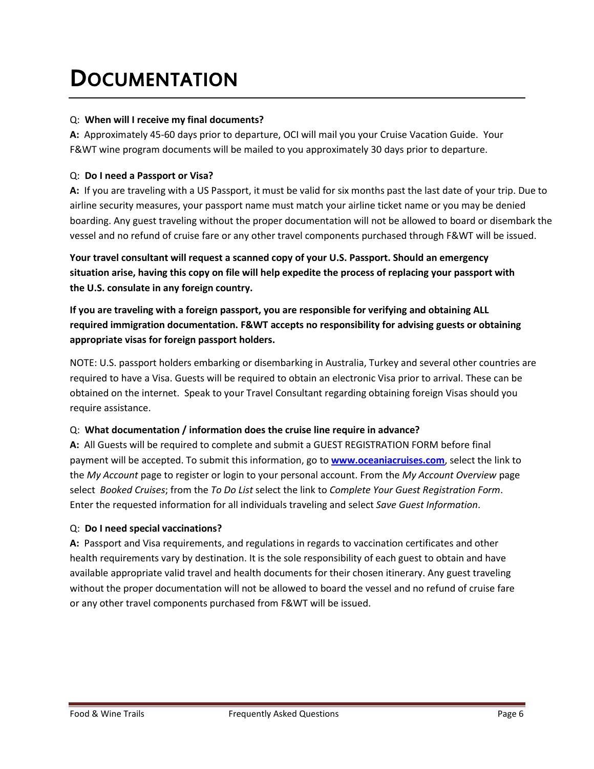# Documentation

Q: **When will I receive my final documents?**

**A:** Approximately 45-60 days prior to departure, OCI will mail you your Cruise Vacation Guide. Your F&WT wine program documents will be mailed to you approximately 30 days prior to departure.

Q: **Do I need a Passport or Visa?**

**A:** If you are traveling with a US Passport, it must be valid for six months past the last date of your trip. Due to airline security measures, your passport name must match your airline ticket name or you may be denied boarding. Any guest traveling without the proper documentation will not be allowed to board or disembark the vessel and no refund of cruise fare or any other travel components purchased through F&WT will be issued.

**Your travel consultant will request a scanned copy of your U.S. Passport. Should an emergency situation arise, having this copy on file will help expedite the process of replacing your passport with the U.S. consulate in any foreign country.**

**If you are traveling with a foreign passport, you are responsible for verifying and obtaining ALL required immigration documentation. F&WT accepts no responsibility for advising guests or obtaining appropriate visas for foreign passport holders.**

NOTE: U.S. passport holders embarking or disembarking in Australia, Turkey and several other countries are required to have a Visa. Guests will be required to obtain an electronic Visa prior to arrival. These can be obtained on the internet. Speak to your Travel Consultant regarding obtaining foreign Visas should you require assistance.

Q: **What documentation / information does the cruise line require in advance?**

**A:** All Guests will be required to complete and submit a GUEST REGISTRATION FORM before final payment will be accepted. To submit this information, go to **[www.oceaniacruises.com](http://www.oceaniacruises.com)**, select the link to the *My Account* page to register or login to your personal account. From the *My Account Overview* page select *Booked Cruises*; from the *To Do List* select the link to *Complete Your Guest Registration Form*. Enter the requested information for all individuals traveling and select *Save Guest Information*.

Q: **Do I need special vaccinations?**

**A:** Passport and Visa requirements, and regulations in regards to vaccination certificates and other health requirements vary by destination. It is the sole responsibility of each guest to obtain and have available appropriate valid travel and health documents for their chosen itinerary. Any guest traveling without the proper documentation will not be allowed to board the vessel and no refund of cruise fare or any other travel components purchased from F&WT will be issued.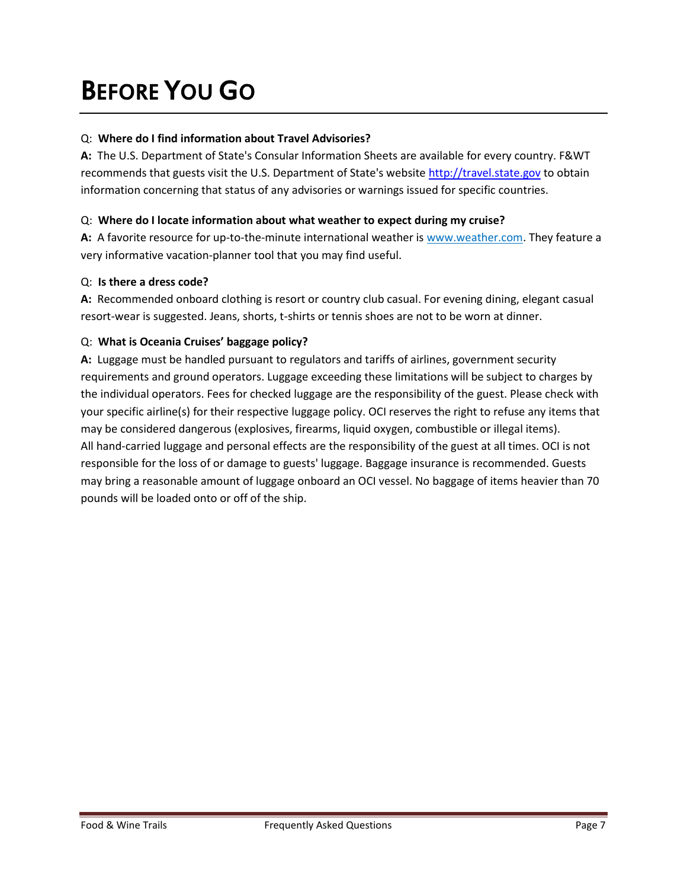# Before You Go

Q: **Where do I find information about Travel Advisories?**

**A:** The U.S. Department of State's Consular Information Sheets are available for every country. F&WT recommends that guests visit the U.S. Department of State's website [http://travel.state.gov](http://travel.state.gov) to obtain information concerning that status of any advisories or warnings issued for specific countries.

Q: **Where do I locate information about what weather to expect during my cruise?**

**A:** A favorite resource for up-to-the-minute international weather is [www.weather.com](http://www.weather.com). They feature a very informative vacation-planner tool that you may find useful.

Q: **Is there a dress code?**

**A:** Recommended onboard clothing is resort or country club casual. For evening dining, elegant casual resort-wear is suggested. Jeans, shorts, t-shirts or tennis shoes are not to be worn at dinner.

Q: **What is Oceania Cruises' baggage policy?**

**A:** Luggage must be handled pursuant to regulators and tariffs of airlines, government security requirements and ground operators. Luggage exceeding these limitations will be subject to charges by the individual operators. Fees for checked luggage are the responsibility of the guest. Please check with your specific airline(s) for their respective luggage policy. OCI reserves the right to refuse any items that may be considered dangerous (explosives, firearms, liquid oxygen, combustible or illegal items).
All hand-carried luggage and personal effects are the responsibility of the guest at all times. OCI is not responsible for the loss of or damage to guests' luggage. Baggage insurance is recommended. Guests may bring a reasonable amount of luggage onboard an OCI vessel. No baggage of items heavier than 70 pounds will be loaded onto or off of the ship.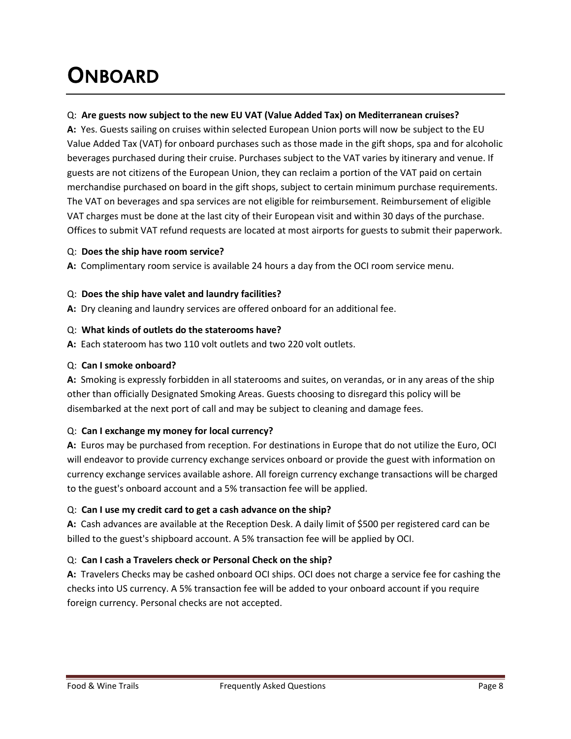# ONBOARD

Q: **Are guests now subject to the new EU VAT (Value Added Tax) on Mediterranean cruises?**

**A:** Yes. Guests sailing on cruises within selected European Union ports will now be subject to the EU Value Added Tax (VAT) for onboard purchases such as those made in the gift shops, spa and for alcoholic beverages purchased during their cruise. Purchases subject to the VAT varies by itinerary and venue. If guests are not citizens of the European Union, they can reclaim a portion of the VAT paid on certain merchandise purchased on board in the gift shops, subject to certain minimum purchase requirements. The VAT on beverages and spa services are not eligible for reimbursement. Reimbursement of eligible VAT charges must be done at the last city of their European visit and within 30 days of the purchase. Offices to submit VAT refund requests are located at most airports for guests to submit their paperwork.

Q: **Does the ship have room service?**

**A:** Complimentary room service is available 24 hours a day from the OCI room service menu.

Q: **Does the ship have valet and laundry facilities?**

**A:** Dry cleaning and laundry services are offered onboard for an additional fee.

Q: **What kinds of outlets do the staterooms have?**

**A:** Each stateroom has two 110 volt outlets and two 220 volt outlets.

Q: **Can I smoke onboard?**

**A:** Smoking is expressly forbidden in all staterooms and suites, on verandas, or in any areas of the ship other than officially Designated Smoking Areas. Guests choosing to disregard this policy will be disembarked at the next port of call and may be subject to cleaning and damage fees.

Q: **Can I exchange my money for local currency?**

**A:** Euros may be purchased from reception. For destinations in Europe that do not utilize the Euro, OCI will endeavor to provide currency exchange services onboard or provide the guest with information on currency exchange services available ashore. All foreign currency exchange transactions will be charged to the guest's onboard account and a 5% transaction fee will be applied.

Q: **Can I use my credit card to get a cash advance on the ship?**

**A:** Cash advances are available at the Reception Desk. A daily limit of $500 per registered card can be billed to the guest's shipboard account. A 5% transaction fee will be applied by OCI.

Q: **Can I cash a Travelers check or Personal Check on the ship?**

**A:** Travelers Checks may be cashed onboard OCI ships. OCI does not charge a service fee for cashing the checks into US currency. A 5% transaction fee will be added to your onboard account if you require foreign currency. Personal checks are not accepted.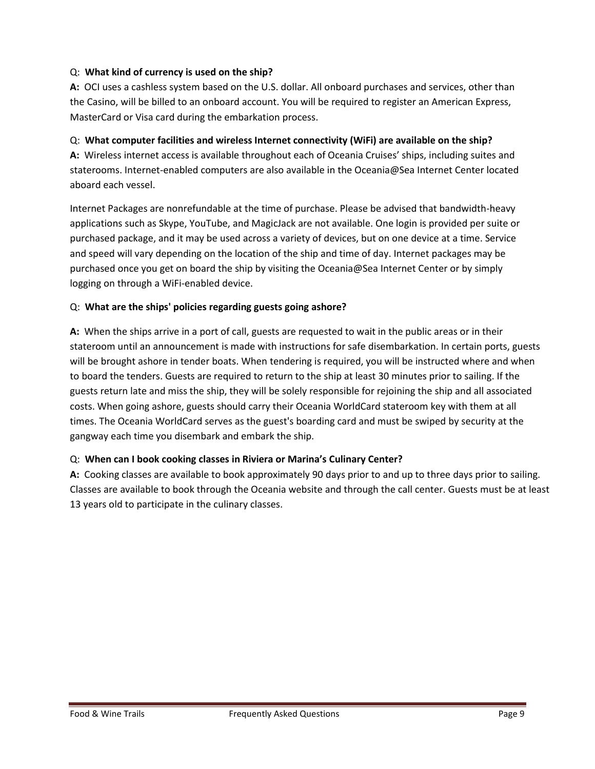Q: **What kind of currency is used on the ship?**

**A:** OCI uses a cashless system based on the U.S. dollar. All onboard purchases and services, other than the Casino, will be billed to an onboard account. You will be required to register an American Express, MasterCard or Visa card during the embarkation process.

Q: **What computer facilities and wireless Internet connectivity (WiFi) are available on the ship?**

**A:** Wireless internet access is available throughout each of Oceania Cruises' ships, including suites and staterooms. Internet-enabled computers are also available in the Oceania@Sea Internet Center located aboard each vessel.

Internet Packages are nonrefundable at the time of purchase. Please be advised that bandwidth-heavy applications such as Skype, YouTube, and MagicJack are not available. One login is provided per suite or purchased package, and it may be used across a variety of devices, but on one device at a time. Service and speed will vary depending on the location of the ship and time of day. Internet packages may be purchased once you get on board the ship by visiting the Oceania@Sea Internet Center or by simply logging on through a WiFi-enabled device.

Q: **What are the ships' policies regarding guests going ashore?**

**A:** When the ships arrive in a port of call, guests are requested to wait in the public areas or in their stateroom until an announcement is made with instructions for safe disembarkation. In certain ports, guests will be brought ashore in tender boats. When tendering is required, you will be instructed where and when to board the tenders. Guests are required to return to the ship at least 30 minutes prior to sailing. If the guests return late and miss the ship, they will be solely responsible for rejoining the ship and all associated costs. When going ashore, guests should carry their Oceania WorldCard stateroom key with them at all times. The Oceania WorldCard serves as the guest's boarding card and must be swiped by security at the gangway each time you disembark and embark the ship.

Q: **When can I book cooking classes in Riviera or Marina's Culinary Center?**

**A:** Cooking classes are available to book approximately 90 days prior to and up to three days prior to sailing. Classes are available to book through the Oceania website and through the call center. Guests must be at least 13 years old to participate in the culinary classes.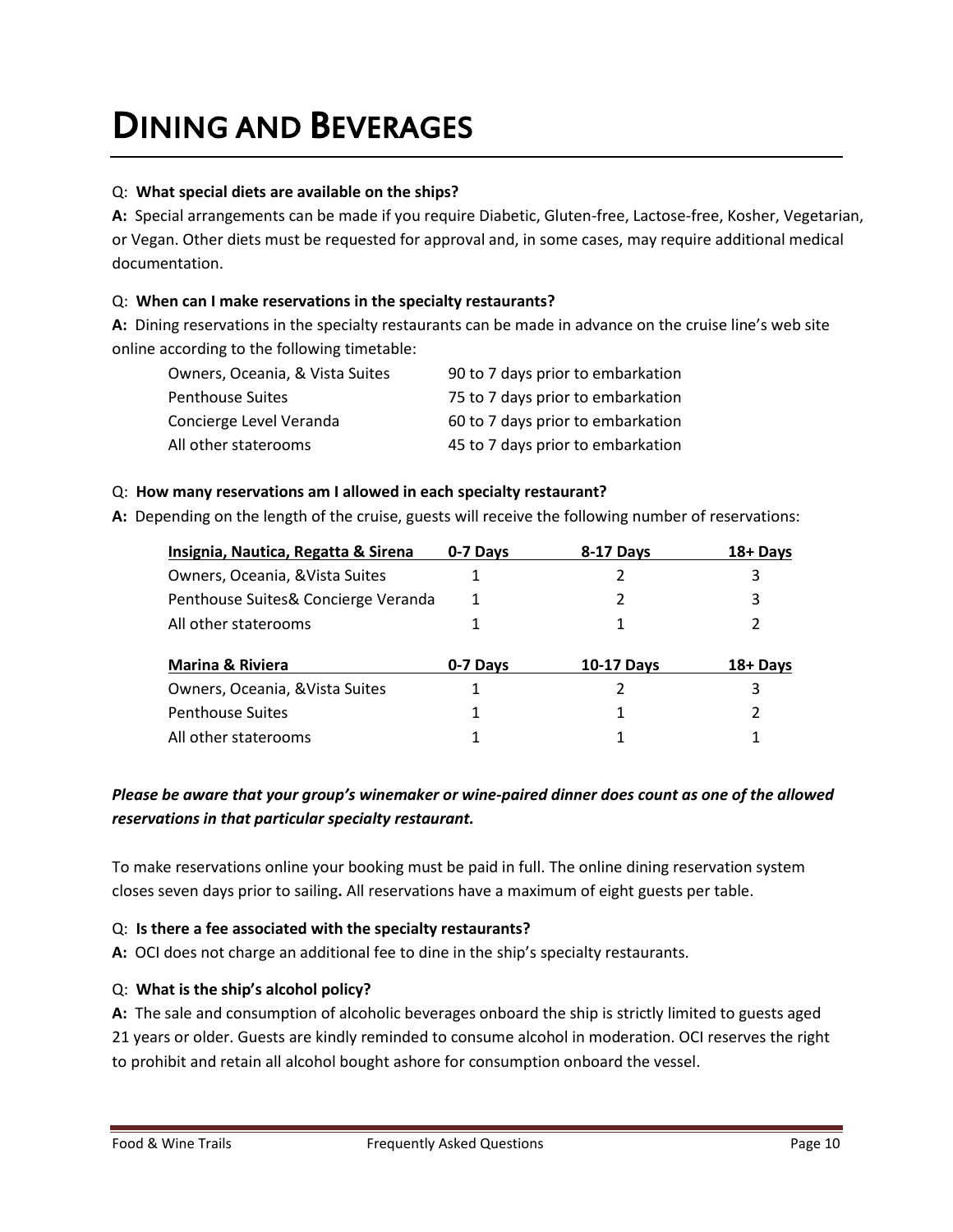# DINING AND BEVERAGES

Q: **What special diets are available on the ships?**

**A:** Special arrangements can be made if you require Diabetic, Gluten-free, Lactose-free, Kosher, Vegetarian, or Vegan. Other diets must be requested for approval and, in some cases, may require additional medical documentation.

Q: **When can I make reservations in the specialty restaurants?**

**A:** Dining reservations in the specialty restaurants can be made in advance on the cruise line's web site online according to the following timetable:

| | |
|---|---|
| Owners, Oceania, & Vista Suites | 90 to 7 days prior to embarkation |
| Penthouse Suites | 75 to 7 days prior to embarkation |
| Concierge Level Veranda | 60 to 7 days prior to embarkation |
| All other staterooms | 45 to 7 days prior to embarkation |

Q: **How many reservations am I allowed in each specialty restaurant?**

**A:** Depending on the length of the cruise, guests will receive the following number of reservations:

| Insignia, Nautica, Regatta & Sirena | 0-7 Days | 8-17 Days | 18+ Days |
|---|---|---|---|
| Owners, Oceania, &Vista Suites | 1 | 2 | 3 |
| Penthouse Suites& Concierge Veranda | 1 | 2 | 3 |
| All other staterooms | 1 | 1 | 2 |

| Marina & Riviera | 0-7 Days | 10-17 Days | 18+ Days |
|---|---|---|---|
| Owners, Oceania, &Vista Suites | 1 | 2 | 3 |
| Penthouse Suites | 1 | 1 | 2 |
| All other staterooms | 1 | 1 | 1 |

***Please be aware that your group's winemaker or wine-paired dinner does count as one of the allowed reservations in that particular specialty restaurant.***

To make reservations online your booking must be paid in full. The online dining reservation system closes seven days prior to sailing**.** All reservations have a maximum of eight guests per table.

Q: **Is there a fee associated with the specialty restaurants?**

**A:** OCI does not charge an additional fee to dine in the ship's specialty restaurants.

Q: **What is the ship's alcohol policy?**

**A:** The sale and consumption of alcoholic beverages onboard the ship is strictly limited to guests aged 21 years or older. Guests are kindly reminded to consume alcohol in moderation. OCI reserves the right to prohibit and retain all alcohol bought ashore for consumption onboard the vessel.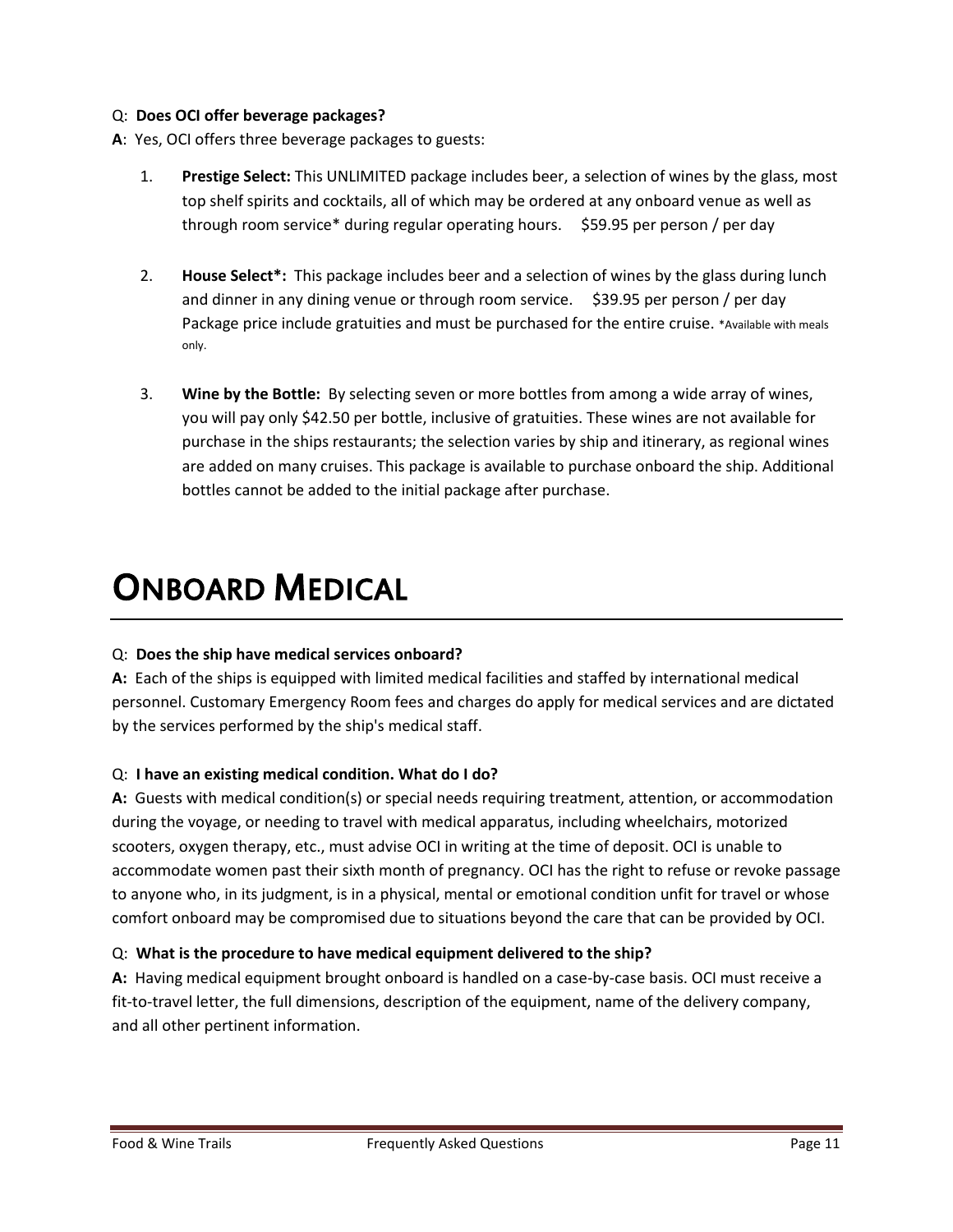Q: **Does OCI offer beverage packages?**

**A**: Yes, OCI offers three beverage packages to guests:

1. **Prestige Select:** This UNLIMITED package includes beer, a selection of wines by the glass, most top shelf spirits and cocktails, all of which may be ordered at any onboard venue as well as through room service* during regular operating hours. $59.95 per person / per day

2. **House Select*:** This package includes beer and a selection of wines by the glass during lunch and dinner in any dining venue or through room service. $39.95 per person / per day Package price include gratuities and must be purchased for the entire cruise. *Available with meals only.

3. **Wine by the Bottle:** By selecting seven or more bottles from among a wide array of wines, you will pay only $42.50 per bottle, inclusive of gratuities. These wines are not available for purchase in the ships restaurants; the selection varies by ship and itinerary, as regional wines are added on many cruises. This package is available to purchase onboard the ship. Additional bottles cannot be added to the initial package after purchase.

# ONBOARD MEDICAL

Q: **Does the ship have medical services onboard?**

**A:** Each of the ships is equipped with limited medical facilities and staffed by international medical personnel. Customary Emergency Room fees and charges do apply for medical services and are dictated by the services performed by the ship's medical staff.

Q: **I have an existing medical condition. What do I do?**

**A:** Guests with medical condition(s) or special needs requiring treatment, attention, or accommodation during the voyage, or needing to travel with medical apparatus, including wheelchairs, motorized scooters, oxygen therapy, etc., must advise OCI in writing at the time of deposit. OCI is unable to accommodate women past their sixth month of pregnancy. OCI has the right to refuse or revoke passage to anyone who, in its judgment, is in a physical, mental or emotional condition unfit for travel or whose comfort onboard may be compromised due to situations beyond the care that can be provided by OCI.

Q: **What is the procedure to have medical equipment delivered to the ship?**

**A:** Having medical equipment brought onboard is handled on a case-by-case basis. OCI must receive a fit-to-travel letter, the full dimensions, description of the equipment, name of the delivery company, and all other pertinent information.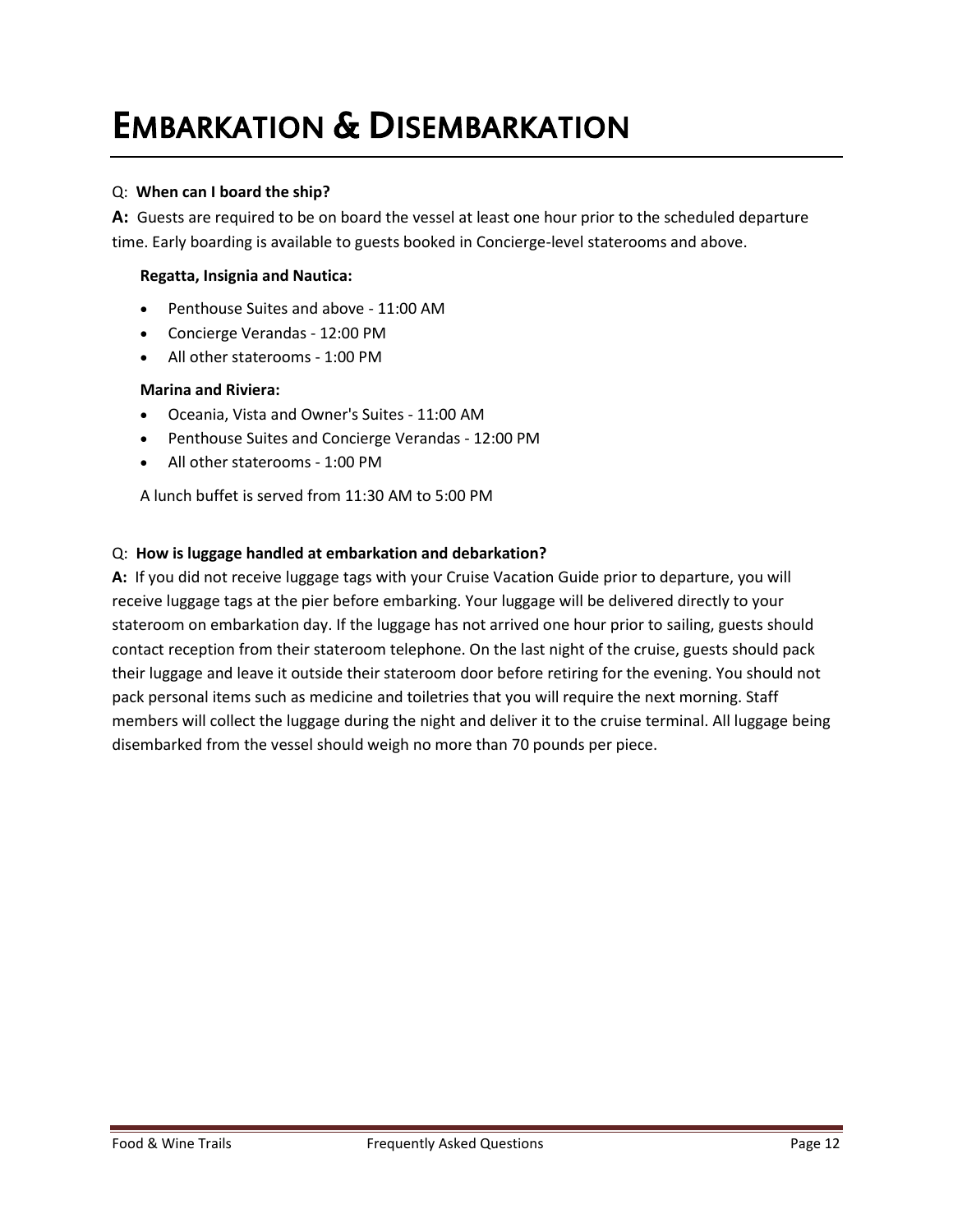# EMBARKATION & DISEMBARKATION

Q: **When can I board the ship?**

**A:** Guests are required to be on board the vessel at least one hour prior to the scheduled departure time. Early boarding is available to guests booked in Concierge-level staterooms and above.

**Regatta, Insignia and Nautica:**

- Penthouse Suites and above - 11:00 AM
- Concierge Verandas - 12:00 PM
- All other staterooms - 1:00 PM

**Marina and Riviera:**

- Oceania, Vista and Owner's Suites - 11:00 AM
- Penthouse Suites and Concierge Verandas - 12:00 PM
- All other staterooms - 1:00 PM

A lunch buffet is served from 11:30 AM to 5:00 PM

Q: **How is luggage handled at embarkation and debarkation?**

**A:** If you did not receive luggage tags with your Cruise Vacation Guide prior to departure, you will receive luggage tags at the pier before embarking. Your luggage will be delivered directly to your stateroom on embarkation day. If the luggage has not arrived one hour prior to sailing, guests should contact reception from their stateroom telephone. On the last night of the cruise, guests should pack their luggage and leave it outside their stateroom door before retiring for the evening. You should not pack personal items such as medicine and toiletries that you will require the next morning. Staff members will collect the luggage during the night and deliver it to the cruise terminal. All luggage being disembarked from the vessel should weigh no more than 70 pounds per piece.